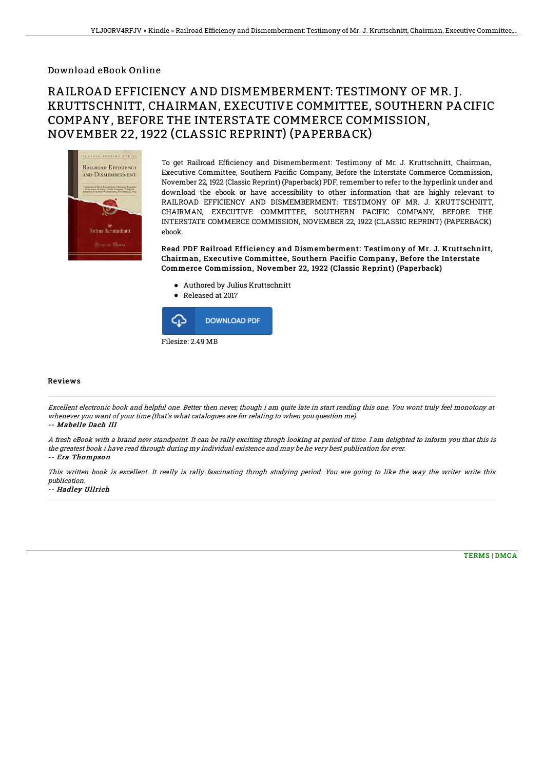Download eBook Online

# RAILROAD EFFICIENCY AND DISMEMBERMENT: TESTIMONY OF MR. J. KRUTTSCHNITT, CHAIRMAN, EXECUTIVE COMMITTEE, SOUTHERN PACIFIC COMPANY, BEFORE THE INTERSTATE COMMERCE COMMISSION, NOVEMBER 22, 1922 (CLASSIC REPRINT) (PAPERBACK)

To get Railroad Efficiency and Dismemberment: Testimony of Mr. J. Kruttschnitt, Chairman, Executive Committee, Southern Pacific Company, Before the Interstate Commerce Commission, November 22, 1922 (Classic Reprint) (Paperback) PDF, remember to refer to the hyperlink under and download the ebook or have accessibility to other information that are highly relevant to RAILROAD EFFICIENCY AND DISMEMBERMENT: TESTIMONY OF MR. J. KRUTTSCHNITT, CHAIRMAN, EXECUTIVE COMMITTEE, SOUTHERN PACIFIC COMPANY, BEFORE THE INTERSTATE COMMERCE COMMISSION, NOVEMBER 22, 1922 (CLASSIC REPRINT) (PAPERBACK) ebook.

**Read PDF Railroad Efficiency and Dismemberment: Testimony of Mr. J. Kruttschnitt, Chairman, Executive Committee, Southern Pacific Company, Before the Interstate Commerce Commission, November 22, 1922 (Classic Reprint) (Paperback)**

- Authored by Julius Kruttschnitt
- Released at 2017

DOWNLOAD PDF

Filesize: 2.49 MB

## Reviews

*Excellent electronic book and helpful one. Better then never, though i am quite late in start reading this one. You wont truly feel monotony at whenever you want of your time (that's what catalogues are for relating to when you question me).*

-- ***Mabelle Dach III***

*A fresh eBook with a brand new standpoint. It can be rally exciting throgh looking at period of time. I am delighted to inform you that this is the greatest book i have read through during my individual existence and may be he very best publication for ever.*

-- ***Era Thompson***

*This written book is excellent. It really is rally fascinating throgh studying period. You are going to like the way the writer write this publication.*

-- ***Hadley Ullrich***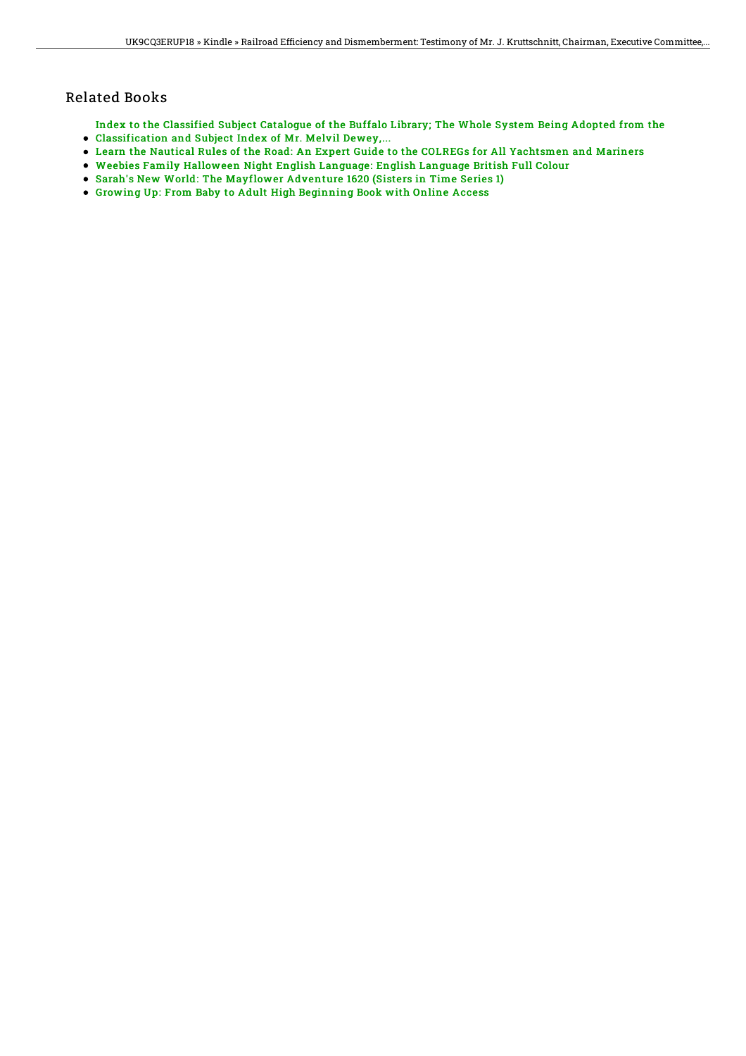## Related Books

- Index to the Classified Subject Catalogue of the Buffalo Library; The Whole System Being Adopted from the Classification and Subject Index of Mr. Melvil Dewey,...
- Learn the Nautical Rules of the Road: An Expert Guide to the COLREGs for All Yachtsmen and Mariners
- Weebies Family Halloween Night English Language: English Language British Full Colour
- Sarah's New World: The Mayflower Adventure 1620 (Sisters in Time Series 1)
- Growing Up: From Baby to Adult High Beginning Book with Online Access